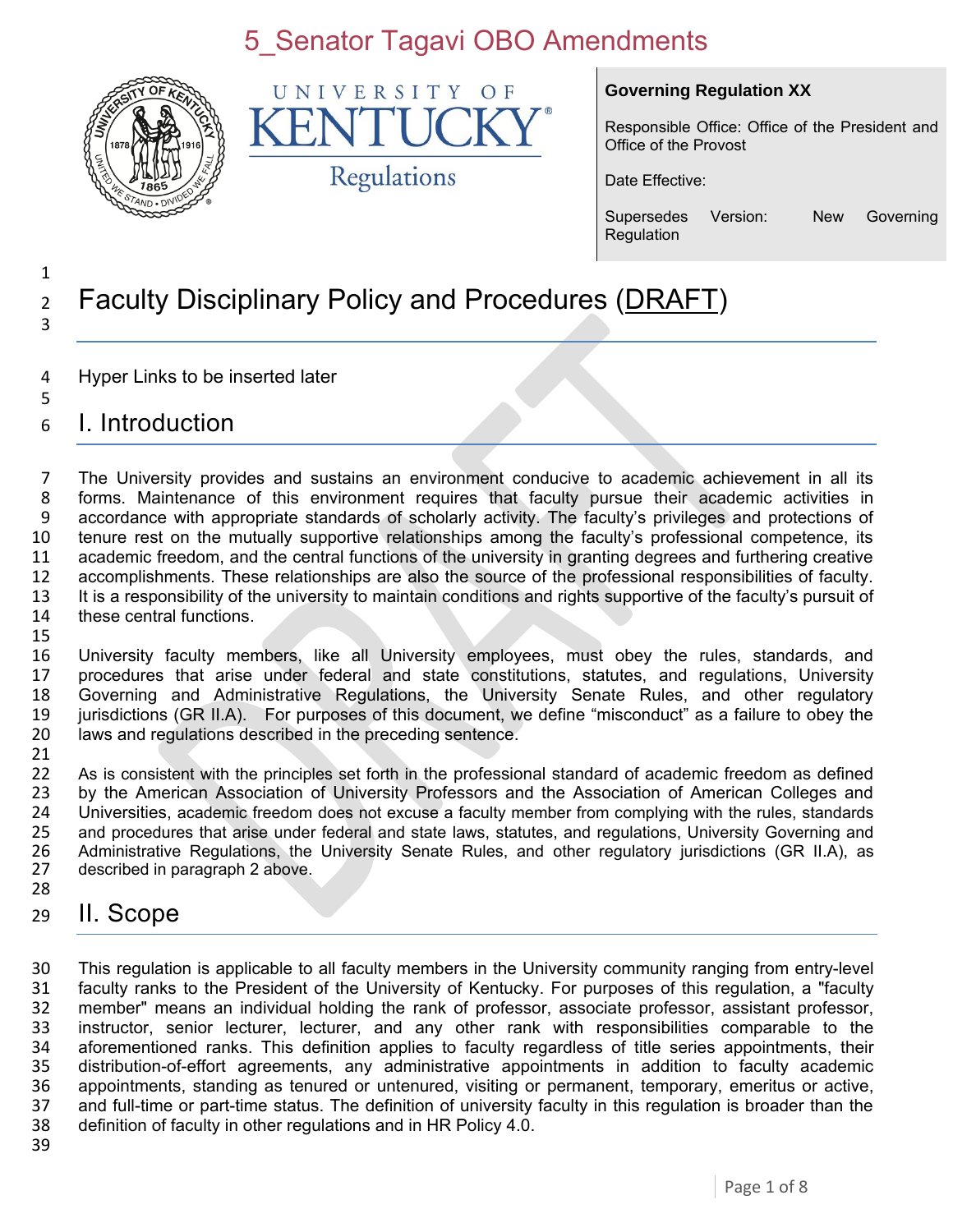# 5_Senator Tagavi OBO Amendments

UNIVERSITY OF KENTUCKY Regulations

**Governing Regulation XX**

Responsible Office: Office of the President and Office of the Provost

Date Effective:

Supersedes Version: New Governing Regulation

# Faculty Disciplinary Policy and Procedures (DRAFT)

Hyper Links to be inserted later

## I. Introduction

The University provides and sustains an environment conducive to academic achievement in all its forms. Maintenance of this environment requires that faculty pursue their academic activities in accordance with appropriate standards of scholarly activity. The faculty's privileges and protections of tenure rest on the mutually supportive relationships among the faculty's professional competence, its academic freedom, and the central functions of the university in granting degrees and furthering creative accomplishments. These relationships are also the source of the professional responsibilities of faculty. It is a responsibility of the university to maintain conditions and rights supportive of the faculty's pursuit of these central functions.

University faculty members, like all University employees, must obey the rules, standards, and procedures that arise under federal and state constitutions, statutes, and regulations, University Governing and Administrative Regulations, the University Senate Rules, and other regulatory jurisdictions (GR II.A). For purposes of this document, we define "misconduct" as a failure to obey the laws and regulations described in the preceding sentence.

As is consistent with the principles set forth in the professional standard of academic freedom as defined by the American Association of University Professors and the Association of American Colleges and Universities, academic freedom does not excuse a faculty member from complying with the rules, standards and procedures that arise under federal and state laws, statutes, and regulations, University Governing and Administrative Regulations, the University Senate Rules, and other regulatory jurisdictions (GR II.A), as described in paragraph 2 above.

## II. Scope

This regulation is applicable to all faculty members in the University community ranging from entry-level faculty ranks to the President of the University of Kentucky. For purposes of this regulation, a "faculty member" means an individual holding the rank of professor, associate professor, assistant professor, instructor, senior lecturer, lecturer, and any other rank with responsibilities comparable to the aforementioned ranks. This definition applies to faculty regardless of title series appointments, their distribution-of-effort agreements, any administrative appointments in addition to faculty academic appointments, standing as tenured or untenured, visiting or permanent, temporary, emeritus or active, and full-time or part-time status. The definition of university faculty in this regulation is broader than the definition of faculty in other regulations and in HR Policy 4.0.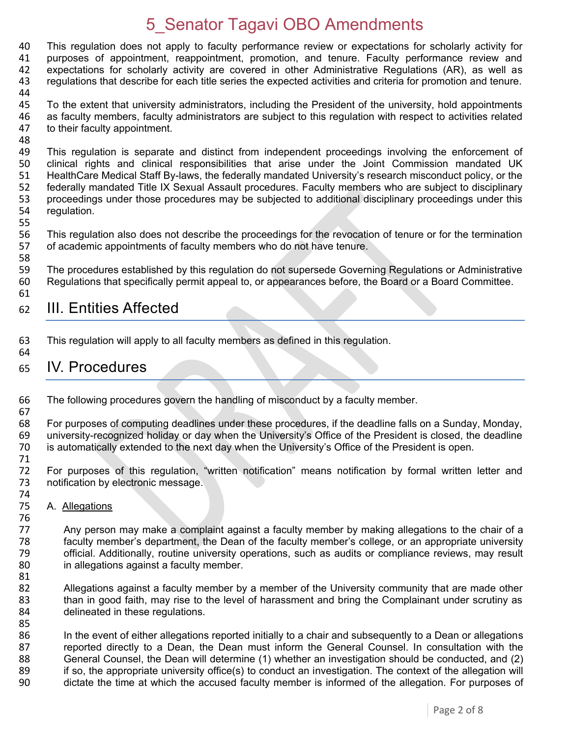This regulation does not apply to faculty performance review or expectations for scholarly activity for purposes of appointment, reappointment, promotion, and tenure. Faculty performance review and expectations for scholarly activity are covered in other Administrative Regulations (AR), as well as regulations that describe for each title series the expected activities and criteria for promotion and tenure.

To the extent that university administrators, including the President of the university, hold appointments as faculty members, faculty administrators are subject to this regulation with respect to activities related to their faculty appointment.

This regulation is separate and distinct from independent proceedings involving the enforcement of clinical rights and clinical responsibilities that arise under the Joint Commission mandated UK HealthCare Medical Staff By-laws, the federally mandated University's research misconduct policy, or the federally mandated Title IX Sexual Assault procedures. Faculty members who are subject to disciplinary proceedings under those procedures may be subjected to additional disciplinary proceedings under this regulation.

This regulation also does not describe the proceedings for the revocation of tenure or for the termination of academic appointments of faculty members who do not have tenure.

The procedures established by this regulation do not supersede Governing Regulations or Administrative Regulations that specifically permit appeal to, or appearances before, the Board or a Board Committee.

# III. Entities Affected

This regulation will apply to all faculty members as defined in this regulation.

# IV. Procedures

The following procedures govern the handling of misconduct by a faculty member.

For purposes of computing deadlines under these procedures, if the deadline falls on a Sunday, Monday, university-recognized holiday or day when the University's Office of the President is closed, the deadline is automatically extended to the next day when the University's Office of the President is open.

For purposes of this regulation, "written notification" means notification by formal written letter and notification by electronic message.

A. Allegations

Any person may make a complaint against a faculty member by making allegations to the chair of a faculty member's department, the Dean of the faculty member's college, or an appropriate university official. Additionally, routine university operations, such as audits or compliance reviews, may result in allegations against a faculty member.

Allegations against a faculty member by a member of the University community that are made other than in good faith, may rise to the level of harassment and bring the Complainant under scrutiny as delineated in these regulations.

In the event of either allegations reported initially to a chair and subsequently to a Dean or allegations reported directly to a Dean, the Dean must inform the General Counsel. In consultation with the General Counsel, the Dean will determine (1) whether an investigation should be conducted, and (2) if so, the appropriate university office(s) to conduct an investigation. The context of the allegation will dictate the time at which the accused faculty member is informed of the allegation. For purposes of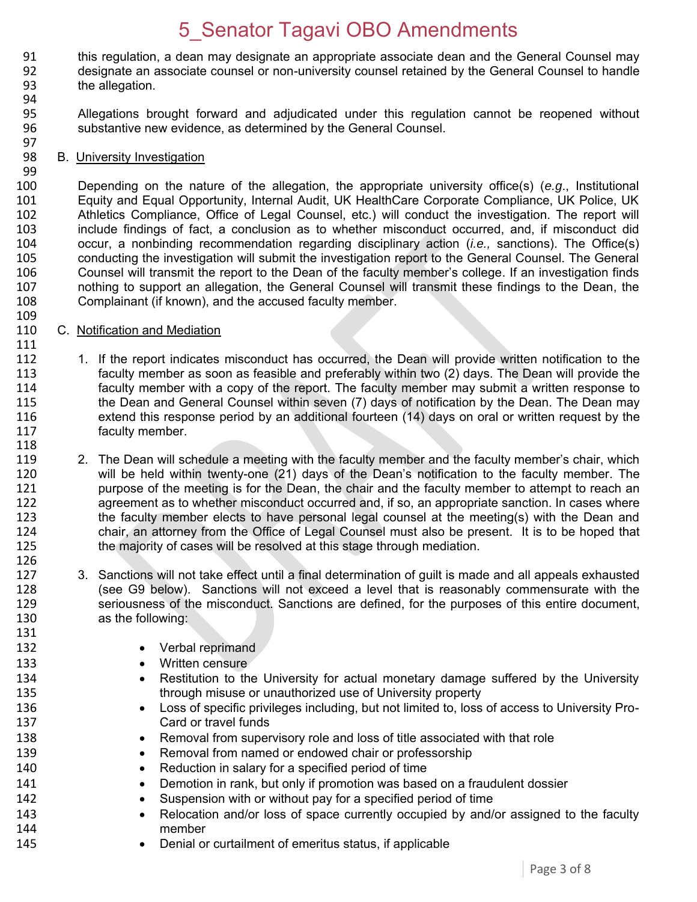this regulation, a dean may designate an appropriate associate dean and the General Counsel may designate an associate counsel or non-university counsel retained by the General Counsel to handle the allegation.

Allegations brought forward and adjudicated under this regulation cannot be reopened without substantive new evidence, as determined by the General Counsel.

B. University Investigation

Depending on the nature of the allegation, the appropriate university office(s) (*e.g*., Institutional Equity and Equal Opportunity, Internal Audit, UK HealthCare Corporate Compliance, UK Police, UK Athletics Compliance, Office of Legal Counsel, etc.) will conduct the investigation. The report will include findings of fact, a conclusion as to whether misconduct occurred, and, if misconduct did occur, a nonbinding recommendation regarding disciplinary action (*i.e.,* sanctions). The Office(s) conducting the investigation will submit the investigation report to the General Counsel. The General Counsel will transmit the report to the Dean of the faculty member's college. If an investigation finds nothing to support an allegation, the General Counsel will transmit these findings to the Dean, the Complainant (if known), and the accused faculty member.

C. Notification and Mediation

1. If the report indicates misconduct has occurred, the Dean will provide written notification to the faculty member as soon as feasible and preferably within two (2) days. The Dean will provide the faculty member with a copy of the report. The faculty member may submit a written response to the Dean and General Counsel within seven (7) days of notification by the Dean. The Dean may extend this response period by an additional fourteen (14) days on oral or written request by the faculty member.

2. The Dean will schedule a meeting with the faculty member and the faculty member's chair, which will be held within twenty-one (21) days of the Dean's notification to the faculty member. The purpose of the meeting is for the Dean, the chair and the faculty member to attempt to reach an agreement as to whether misconduct occurred and, if so, an appropriate sanction. In cases where the faculty member elects to have personal legal counsel at the meeting(s) with the Dean and chair, an attorney from the Office of Legal Counsel must also be present. It is to be hoped that the majority of cases will be resolved at this stage through mediation.

3. Sanctions will not take effect until a final determination of guilt is made and all appeals exhausted (see G9 below). Sanctions will not exceed a level that is reasonably commensurate with the seriousness of the misconduct. Sanctions are defined, for the purposes of this entire document, as the following:

   - Verbal reprimand
   - Written censure
   - Restitution to the University for actual monetary damage suffered by the University through misuse or unauthorized use of University property
   - Loss of specific privileges including, but not limited to, loss of access to University Pro-Card or travel funds
   - Removal from supervisory role and loss of title associated with that role
   - Removal from named or endowed chair or professorship
   - Reduction in salary for a specified period of time
   - Demotion in rank, but only if promotion was based on a fraudulent dossier
   - Suspension with or without pay for a specified period of time
   - Relocation and/or loss of space currently occupied by and/or assigned to the faculty member
   - Denial or curtailment of emeritus status, if applicable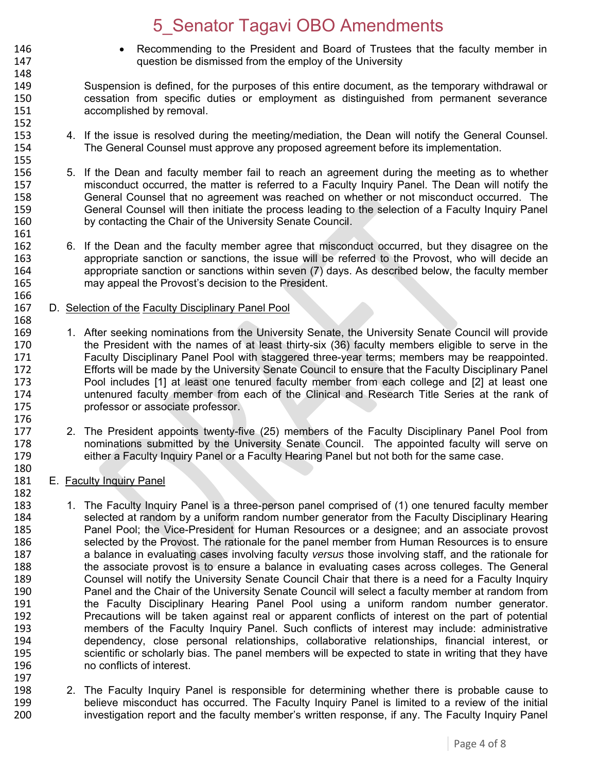- Recommending to the President and Board of Trustees that the faculty member in question be dismissed from the employ of the University

Suspension is defined, for the purposes of this entire document, as the temporary withdrawal or cessation from specific duties or employment as distinguished from permanent severance accomplished by removal.

4. If the issue is resolved during the meeting/mediation, the Dean will notify the General Counsel. The General Counsel must approve any proposed agreement before its implementation.

5. If the Dean and faculty member fail to reach an agreement during the meeting as to whether misconduct occurred, the matter is referred to a Faculty Inquiry Panel. The Dean will notify the General Counsel that no agreement was reached on whether or not misconduct occurred. The General Counsel will then initiate the process leading to the selection of a Faculty Inquiry Panel by contacting the Chair of the University Senate Council.

6. If the Dean and the faculty member agree that misconduct occurred, but they disagree on the appropriate sanction or sanctions, the issue will be referred to the Provost, who will decide an appropriate sanction or sanctions within seven (7) days. As described below, the faculty member may appeal the Provost's decision to the President.

D. <u>Selection of the</u> <u>Faculty Disciplinary Panel Pool</u>

1. After seeking nominations from the University Senate, the University Senate Council will provide the President with the names of at least thirty-six (36) faculty members eligible to serve in the Faculty Disciplinary Panel Pool with staggered three-year terms; members may be reappointed. Efforts will be made by the University Senate Council to ensure that the Faculty Disciplinary Panel Pool includes [1] at least one tenured faculty member from each college and [2] at least one untenured faculty member from each of the Clinical and Research Title Series at the rank of professor or associate professor.

2. The President appoints twenty-five (25) members of the Faculty Disciplinary Panel Pool from nominations submitted by the University Senate Council. The appointed faculty will serve on either a Faculty Inquiry Panel or a Faculty Hearing Panel but not both for the same case.

E. <u>Faculty Inquiry Panel</u>

1. The Faculty Inquiry Panel is a three-person panel comprised of (1) one tenured faculty member selected at random by a uniform random number generator from the Faculty Disciplinary Hearing Panel Pool; the Vice-President for Human Resources or a designee; and an associate provost selected by the Provost. The rationale for the panel member from Human Resources is to ensure a balance in evaluating cases involving faculty *versus* those involving staff, and the rationale for the associate provost is to ensure a balance in evaluating cases across colleges. The General Counsel will notify the University Senate Council Chair that there is a need for a Faculty Inquiry Panel and the Chair of the University Senate Council will select a faculty member at random from the Faculty Disciplinary Hearing Panel Pool using a uniform random number generator. Precautions will be taken against real or apparent conflicts of interest on the part of potential members of the Faculty Inquiry Panel. Such conflicts of interest may include: administrative dependency, close personal relationships, collaborative relationships, financial interest, or scientific or scholarly bias. The panel members will be expected to state in writing that they have no conflicts of interest.

2. The Faculty Inquiry Panel is responsible for determining whether there is probable cause to believe misconduct has occurred. The Faculty Inquiry Panel is limited to a review of the initial investigation report and the faculty member's written response, if any. The Faculty Inquiry Panel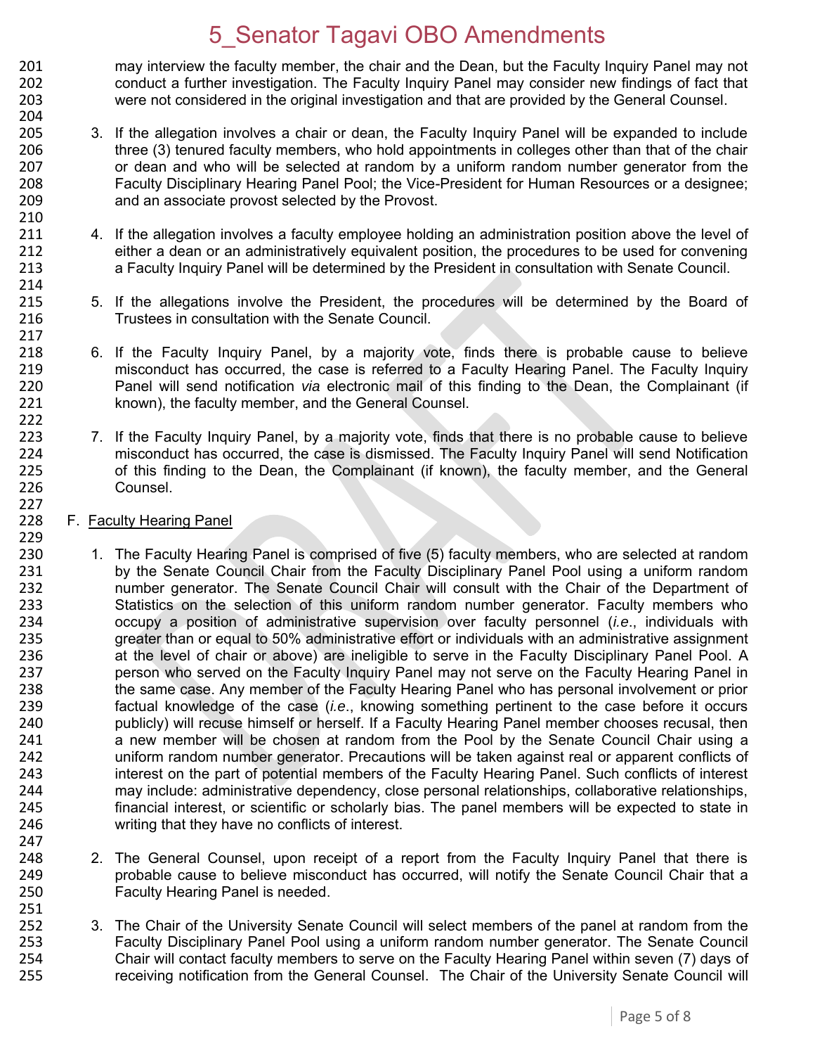may interview the faculty member, the chair and the Dean, but the Faculty Inquiry Panel may not conduct a further investigation. The Faculty Inquiry Panel may consider new findings of fact that were not considered in the original investigation and that are provided by the General Counsel.

3. If the allegation involves a chair or dean, the Faculty Inquiry Panel will be expanded to include three (3) tenured faculty members, who hold appointments in colleges other than that of the chair or dean and who will be selected at random by a uniform random number generator from the Faculty Disciplinary Hearing Panel Pool; the Vice-President for Human Resources or a designee; and an associate provost selected by the Provost.

4. If the allegation involves a faculty employee holding an administration position above the level of either a dean or an administratively equivalent position, the procedures to be used for convening a Faculty Inquiry Panel will be determined by the President in consultation with Senate Council.

5. If the allegations involve the President, the procedures will be determined by the Board of Trustees in consultation with the Senate Council.

6. If the Faculty Inquiry Panel, by a majority vote, finds there is probable cause to believe misconduct has occurred, the case is referred to a Faculty Hearing Panel. The Faculty Inquiry Panel will send notification *via* electronic mail of this finding to the Dean, the Complainant (if known), the faculty member, and the General Counsel.

7. If the Faculty Inquiry Panel, by a majority vote, finds that there is no probable cause to believe misconduct has occurred, the case is dismissed. The Faculty Inquiry Panel will send Notification of this finding to the Dean, the Complainant (if known), the faculty member, and the General Counsel.

F. Faculty Hearing Panel

1. The Faculty Hearing Panel is comprised of five (5) faculty members, who are selected at random by the Senate Council Chair from the Faculty Disciplinary Panel Pool using a uniform random number generator. The Senate Council Chair will consult with the Chair of the Department of Statistics on the selection of this uniform random number generator. Faculty members who occupy a position of administrative supervision over faculty personnel (*i.e*., individuals with greater than or equal to 50% administrative effort or individuals with an administrative assignment at the level of chair or above) are ineligible to serve in the Faculty Disciplinary Panel Pool. A person who served on the Faculty Inquiry Panel may not serve on the Faculty Hearing Panel in the same case. Any member of the Faculty Hearing Panel who has personal involvement or prior factual knowledge of the case (*i.e*., knowing something pertinent to the case before it occurs publicly) will recuse himself or herself. If a Faculty Hearing Panel member chooses recusal, then a new member will be chosen at random from the Pool by the Senate Council Chair using a uniform random number generator. Precautions will be taken against real or apparent conflicts of interest on the part of potential members of the Faculty Hearing Panel. Such conflicts of interest may include: administrative dependency, close personal relationships, collaborative relationships, financial interest, or scientific or scholarly bias. The panel members will be expected to state in writing that they have no conflicts of interest.

2. The General Counsel, upon receipt of a report from the Faculty Inquiry Panel that there is probable cause to believe misconduct has occurred, will notify the Senate Council Chair that a Faculty Hearing Panel is needed.

3. The Chair of the University Senate Council will select members of the panel at random from the Faculty Disciplinary Panel Pool using a uniform random number generator. The Senate Council Chair will contact faculty members to serve on the Faculty Hearing Panel within seven (7) days of receiving notification from the General Counsel. The Chair of the University Senate Council will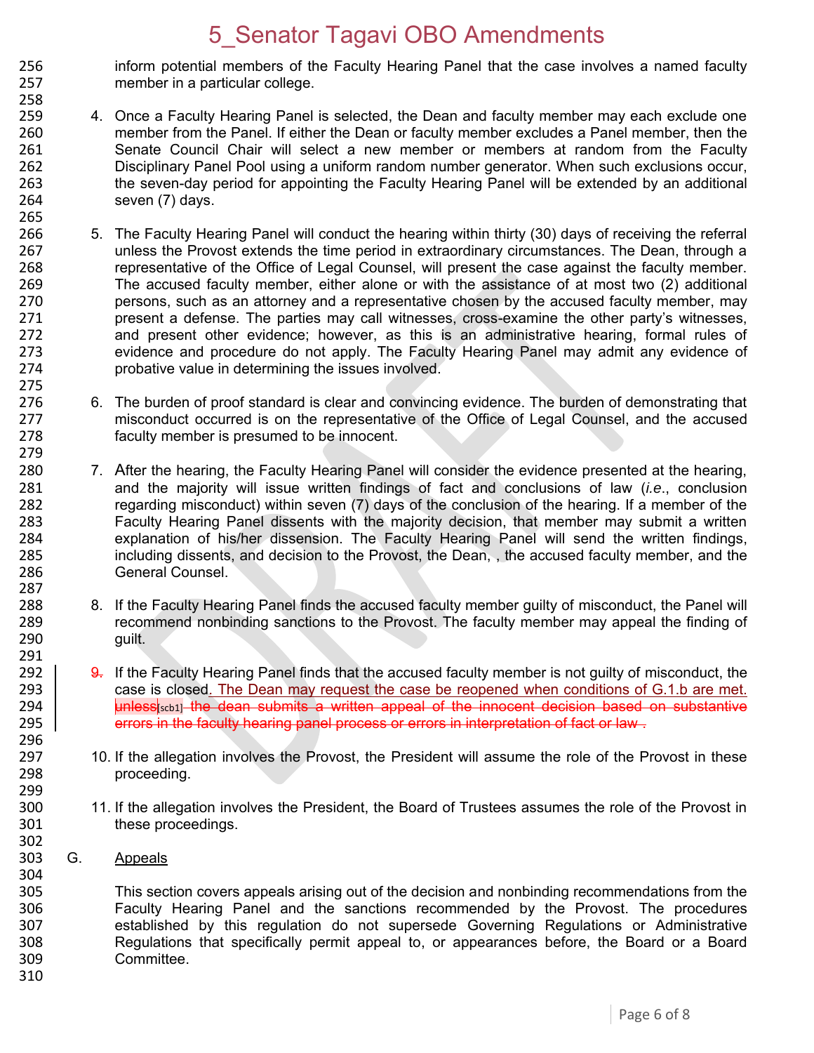inform potential members of the Faculty Hearing Panel that the case involves a named faculty member in a particular college.

4. Once a Faculty Hearing Panel is selected, the Dean and faculty member may each exclude one member from the Panel. If either the Dean or faculty member excludes a Panel member, then the Senate Council Chair will select a new member or members at random from the Faculty Disciplinary Panel Pool using a uniform random number generator. When such exclusions occur, the seven-day period for appointing the Faculty Hearing Panel will be extended by an additional seven (7) days.

5. The Faculty Hearing Panel will conduct the hearing within thirty (30) days of receiving the referral unless the Provost extends the time period in extraordinary circumstances. The Dean, through a representative of the Office of Legal Counsel, will present the case against the faculty member. The accused faculty member, either alone or with the assistance of at most two (2) additional persons, such as an attorney and a representative chosen by the accused faculty member, may present a defense. The parties may call witnesses, cross-examine the other party's witnesses, and present other evidence; however, as this is an administrative hearing, formal rules of evidence and procedure do not apply. The Faculty Hearing Panel may admit any evidence of probative value in determining the issues involved.

6. The burden of proof standard is clear and convincing evidence. The burden of demonstrating that misconduct occurred is on the representative of the Office of Legal Counsel, and the accused faculty member is presumed to be innocent.

7. After the hearing, the Faculty Hearing Panel will consider the evidence presented at the hearing, and the majority will issue written findings of fact and conclusions of law (*i.e.*, conclusion regarding misconduct) within seven (7) days of the conclusion of the hearing. If a member of the Faculty Hearing Panel dissents with the majority decision, that member may submit a written explanation of his/her dissension. The Faculty Hearing Panel will send the written findings, including dissents, and decision to the Provost, the Dean, , the accused faculty member, and the General Counsel.

8. If the Faculty Hearing Panel finds the accused faculty member guilty of misconduct, the Panel will recommend nonbinding sanctions to the Provost. The faculty member may appeal the finding of guilt.

9. If the Faculty Hearing Panel finds that the accused faculty member is not guilty of misconduct, the case is closed. The Dean may request the case be reopened when conditions of G.1.b are met. ~~unless~~[scb1] ~~the dean submits a written appeal of the innocent decision based on substantive errors in the faculty hearing panel process or errors in interpretation of fact or law .~~

10. If the allegation involves the Provost, the President will assume the role of the Provost in these proceeding.

11. If the allegation involves the President, the Board of Trustees assumes the role of the Provost in these proceedings.

G. Appeals

This section covers appeals arising out of the decision and nonbinding recommendations from the Faculty Hearing Panel and the sanctions recommended by the Provost. The procedures established by this regulation do not supersede Governing Regulations or Administrative Regulations that specifically permit appeal to, or appearances before, the Board or a Board Committee.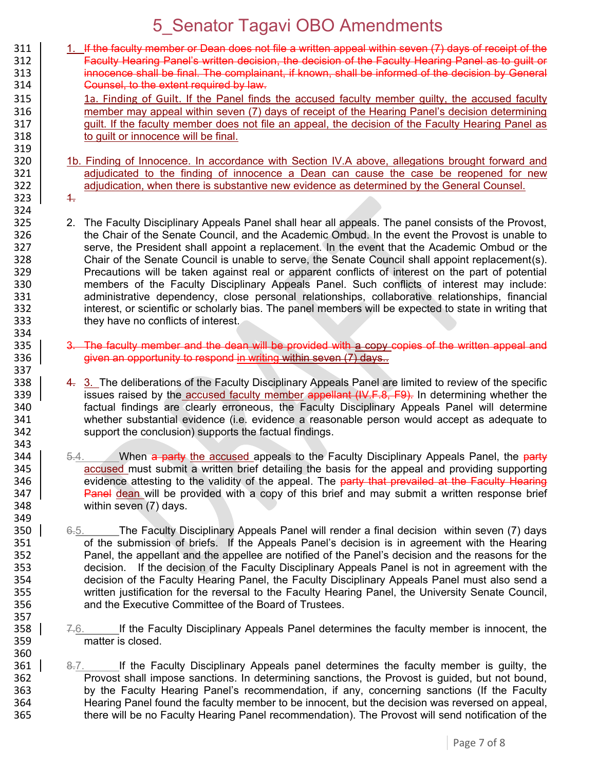1. If the faculty member or Dean does not file a written appeal within seven (7) days of receipt of the Faculty Hearing Panel's written decision, the decision of the Faculty Hearing Panel as to guilt or innocence shall be final. The complainant, if known, shall be informed of the decision by General Counsel, to the extent required by law.

   1a. Finding of Guilt. If the Panel finds the accused faculty member guilty, the accused faculty member may appeal within seven (7) days of receipt of the Hearing Panel's decision determining guilt. If the faculty member does not file an appeal, the decision of the Faculty Hearing Panel as to guilt or innocence will be final.

   1b. Finding of Innocence. In accordance with Section IV.A above, allegations brought forward and adjudicated to the finding of innocence a Dean can cause the case be reopened for new adjudication, when there is substantive new evidence as determined by the General Counsel.

2. The Faculty Disciplinary Appeals Panel shall hear all appeals. The panel consists of the Provost, the Chair of the Senate Council, and the Academic Ombud. In the event the Provost is unable to serve, the President shall appoint a replacement. In the event that the Academic Ombud or the Chair of the Senate Council is unable to serve, the Senate Council shall appoint replacement(s). Precautions will be taken against real or apparent conflicts of interest on the part of potential members of the Faculty Disciplinary Appeals Panel. Such conflicts of interest may include: administrative dependency, close personal relationships, collaborative relationships, financial interest, or scientific or scholarly bias. The panel members will be expected to state in writing that they have no conflicts of interest.

3. The faculty member and the dean will be provided with a copy copies of the written appeal and given an opportunity to respond in writing within seven (7) days..

4. 3. The deliberations of the Faculty Disciplinary Appeals Panel are limited to review of the specific issues raised by the accused faculty member appellant (IV.F.8, F9). In determining whether the factual findings are clearly erroneous, the Faculty Disciplinary Appeals Panel will determine whether substantial evidence (i.e. evidence a reasonable person would accept as adequate to support the conclusion) supports the factual findings.

5. 4. When a party the accused appeals to the Faculty Disciplinary Appeals Panel, the party accused must submit a written brief detailing the basis for the appeal and providing supporting evidence attesting to the validity of the appeal. The party that prevailed at the Faculty Hearing Panel dean will be provided with a copy of this brief and may submit a written response brief within seven (7) days.

6. 5. The Faculty Disciplinary Appeals Panel will render a final decision within seven (7) days of the submission of briefs. If the Appeals Panel's decision is in agreement with the Hearing Panel, the appellant and the appellee are notified of the Panel's decision and the reasons for the decision. If the decision of the Faculty Disciplinary Appeals Panel is not in agreement with the decision of the Faculty Hearing Panel, the Faculty Disciplinary Appeals Panel must also send a written justification for the reversal to the Faculty Hearing Panel, the University Senate Council, and the Executive Committee of the Board of Trustees.

7. 6. If the Faculty Disciplinary Appeals Panel determines the faculty member is innocent, the matter is closed.

8. 7. If the Faculty Disciplinary Appeals panel determines the faculty member is guilty, the Provost shall impose sanctions. In determining sanctions, the Provost is guided, but not bound, by the Faculty Hearing Panel's recommendation, if any, concerning sanctions (If the Faculty Hearing Panel found the faculty member to be innocent, but the decision was reversed on appeal, there will be no Faculty Hearing Panel recommendation). The Provost will send notification of the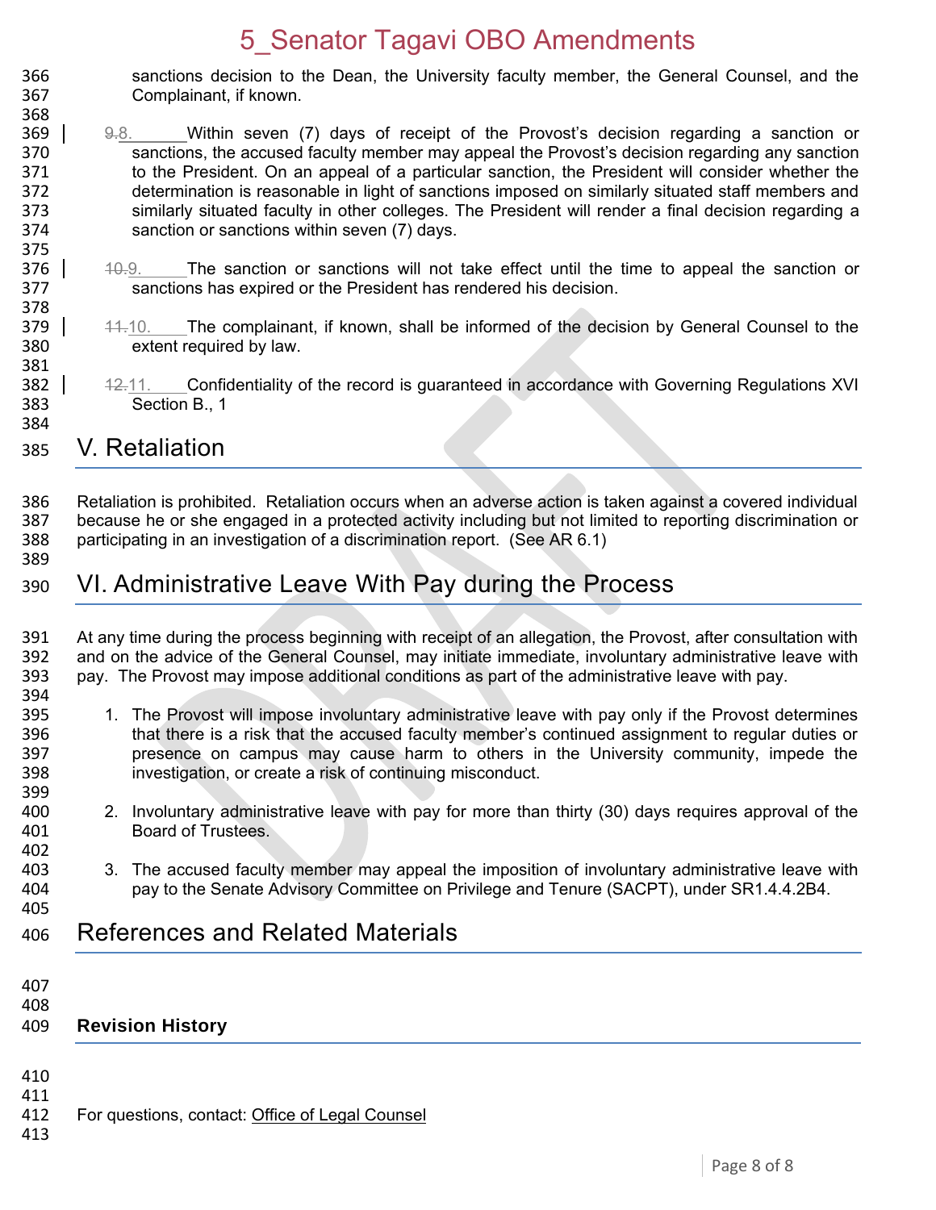sanctions decision to the Dean, the University faculty member, the General Counsel, and the Complainant, if known.

~~9.~~8. Within seven (7) days of receipt of the Provost's decision regarding a sanction or sanctions, the accused faculty member may appeal the Provost's decision regarding any sanction to the President. On an appeal of a particular sanction, the President will consider whether the determination is reasonable in light of sanctions imposed on similarly situated staff members and similarly situated faculty in other colleges. The President will render a final decision regarding a sanction or sanctions within seven (7) days.

~~10.~~9. The sanction or sanctions will not take effect until the time to appeal the sanction or sanctions has expired or the President has rendered his decision.

~~11.~~10. The complainant, if known, shall be informed of the decision by General Counsel to the extent required by law.

~~12.~~11. Confidentiality of the record is guaranteed in accordance with Governing Regulations XVI Section B., 1

# V. Retaliation

Retaliation is prohibited. Retaliation occurs when an adverse action is taken against a covered individual because he or she engaged in a protected activity including but not limited to reporting discrimination or participating in an investigation of a discrimination report. (See AR 6.1)

# VI. Administrative Leave With Pay during the Process

At any time during the process beginning with receipt of an allegation, the Provost, after consultation with and on the advice of the General Counsel, may initiate immediate, involuntary administrative leave with pay. The Provost may impose additional conditions as part of the administrative leave with pay.

1. The Provost will impose involuntary administrative leave with pay only if the Provost determines that there is a risk that the accused faculty member's continued assignment to regular duties or presence on campus may cause harm to others in the University community, impede the investigation, or create a risk of continuing misconduct.

2. Involuntary administrative leave with pay for more than thirty (30) days requires approval of the Board of Trustees.

3. The accused faculty member may appeal the imposition of involuntary administrative leave with pay to the Senate Advisory Committee on Privilege and Tenure (SACPT), under SR1.4.4.2B4.

# References and Related Materials

**Revision History**

For questions, contact: Office of Legal Counsel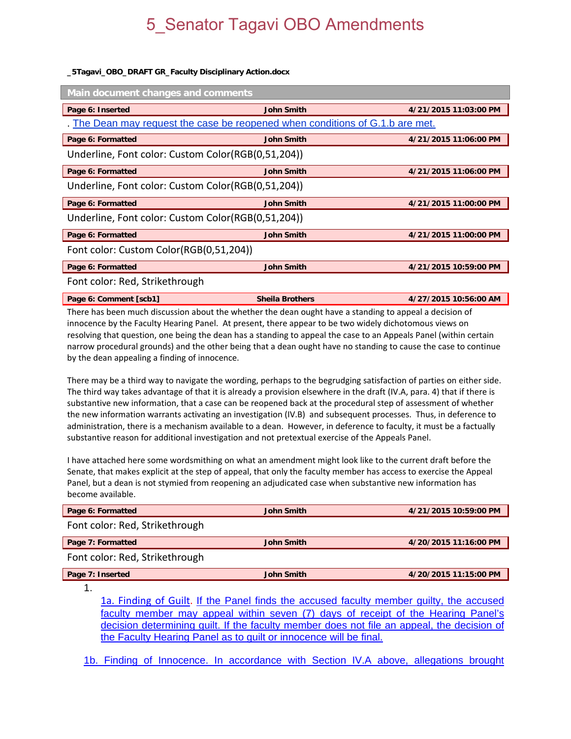# 5_Senator Tagavi OBO Amendments

**_5Tagavi_OBO_DRAFT GR_Faculty Disciplinary Action.docx**

**Main document changes and comments**

| Page 6: Inserted | John Smith | 4/21/2015 11:03:00 PM |
|---|---|---|

. The Dean may request the case be reopened when conditions of G.1.b are met.

| Page 6: Formatted | John Smith | 4/21/2015 11:06:00 PM |
|---|---|---|

Underline, Font color: Custom Color(RGB(0,51,204))

| Page 6: Formatted | John Smith | 4/21/2015 11:06:00 PM |
|---|---|---|

Underline, Font color: Custom Color(RGB(0,51,204))

| Page 6: Formatted | John Smith | 4/21/2015 11:00:00 PM |
|---|---|---|

Underline, Font color: Custom Color(RGB(0,51,204))

| Page 6: Formatted | John Smith | 4/21/2015 11:00:00 PM |
|---|---|---|

Font color: Custom Color(RGB(0,51,204))

| Page 6: Formatted | John Smith | 4/21/2015 10:59:00 PM |
|---|---|---|

Font color: Red, Strikethrough

| Page 6: Comment [scb1] | Sheila Brothers | 4/27/2015 10:56:00 AM |
|---|---|---|

There has been much discussion about the whether the dean ought have a standing to appeal a decision of innocence by the Faculty Hearing Panel. At present, there appear to be two widely dichotomous views on resolving that question, one being the dean has a standing to appeal the case to an Appeals Panel (within certain narrow procedural grounds) and the other being that a dean ought have no standing to cause the case to continue by the dean appealing a finding of innocence.

There may be a third way to navigate the wording, perhaps to the begrudging satisfaction of parties on either side. The third way takes advantage of that it is already a provision elsewhere in the draft (IV.A, para. 4) that if there is substantive new information, that a case can be reopened back at the procedural step of assessment of whether the new information warrants activating an investigation (IV.B) and subsequent processes. Thus, in deference to administration, there is a mechanism available to a dean. However, in deference to faculty, it must be a factually substantive reason for additional investigation and not pretextual exercise of the Appeals Panel.

I have attached here some wordsmithing on what an amendment might look like to the current draft before the Senate, that makes explicit at the step of appeal, that only the faculty member has access to exercise the Appeal Panel, but a dean is not stymied from reopening an adjudicated case when substantive new information has become available.

| Page 6: Formatted | John Smith | 4/21/2015 10:59:00 PM |
|---|---|---|

Font color: Red, Strikethrough

| Page 7: Formatted | John Smith | 4/20/2015 11:16:00 PM |
|---|---|---|

Font color: Red, Strikethrough

| Page 7: Inserted | John Smith | 4/20/2015 11:15:00 PM |
|---|---|---|

1.

1a. Finding of Guilt. If the Panel finds the accused faculty member guilty, the accused faculty member may appeal within seven (7) days of receipt of the Hearing Panel's decision determining guilt. If the faculty member does not file an appeal, the decision of the Faculty Hearing Panel as to guilt or innocence will be final.

1b. Finding of Innocence. In accordance with Section IV.A above, allegations brought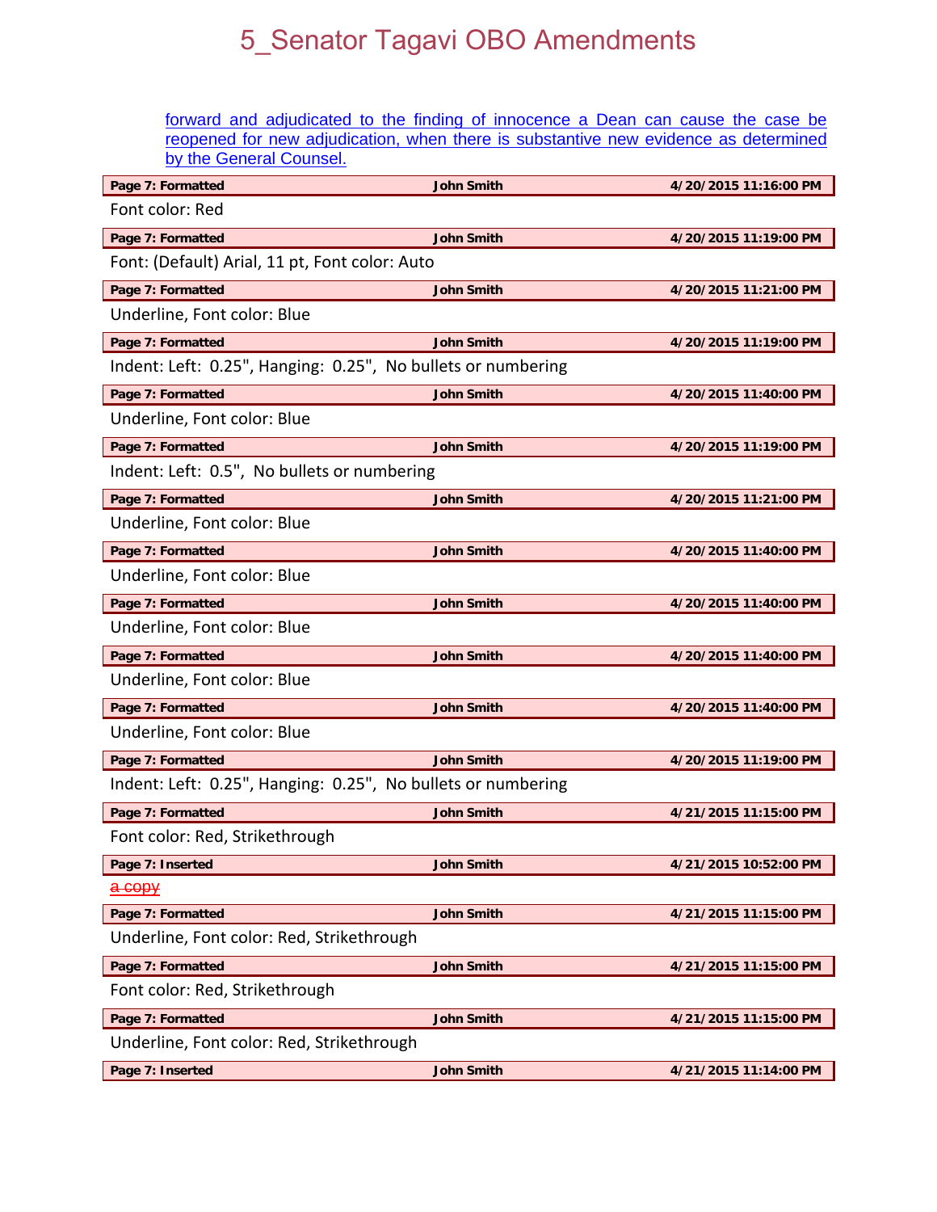forward and adjudicated to the finding of innocence a Dean can cause the case be reopened for new adjudication, when there is substantive new evidence as determined by the General Counsel.

| Page 7: Formatted | John Smith | 4/20/2015 11:16:00 PM |
|---|---|---|

Font color: Red

| Page 7: Formatted | John Smith | 4/20/2015 11:19:00 PM |
|---|---|---|

Font: (Default) Arial, 11 pt, Font color: Auto

| Page 7: Formatted | John Smith | 4/20/2015 11:21:00 PM |
|---|---|---|

Underline, Font color: Blue

| Page 7: Formatted | John Smith | 4/20/2015 11:19:00 PM |
|---|---|---|

Indent: Left: 0.25", Hanging: 0.25", No bullets or numbering

| Page 7: Formatted | John Smith | 4/20/2015 11:40:00 PM |
|---|---|---|

Underline, Font color: Blue

| Page 7: Formatted | John Smith | 4/20/2015 11:19:00 PM |
|---|---|---|

Indent: Left: 0.5", No bullets or numbering

| Page 7: Formatted | John Smith | 4/20/2015 11:21:00 PM |
|---|---|---|

Underline, Font color: Blue

| Page 7: Formatted | John Smith | 4/20/2015 11:40:00 PM |
|---|---|---|

Underline, Font color: Blue

| Page 7: Formatted | John Smith | 4/20/2015 11:40:00 PM |
|---|---|---|

Underline, Font color: Blue

| Page 7: Formatted | John Smith | 4/20/2015 11:40:00 PM |
|---|---|---|

Underline, Font color: Blue

| Page 7: Formatted | John Smith | 4/20/2015 11:40:00 PM |
|---|---|---|

Underline, Font color: Blue

| Page 7: Formatted | John Smith | 4/20/2015 11:19:00 PM |
|---|---|---|

Indent: Left: 0.25", Hanging: 0.25", No bullets or numbering

| Page 7: Formatted | John Smith | 4/21/2015 11:15:00 PM |
|---|---|---|

Font color: Red, Strikethrough

| Page 7: Inserted | John Smith | 4/21/2015 10:52:00 PM |
|---|---|---|

~~a copy~~

| Page 7: Formatted | John Smith | 4/21/2015 11:15:00 PM |
|---|---|---|

Underline, Font color: Red, Strikethrough

| Page 7: Formatted | John Smith | 4/21/2015 11:15:00 PM |
|---|---|---|

Font color: Red, Strikethrough

| Page 7: Formatted | John Smith | 4/21/2015 11:15:00 PM |
|---|---|---|

Underline, Font color: Red, Strikethrough

| Page 7: Inserted | John Smith | 4/21/2015 11:14:00 PM |
|---|---|---|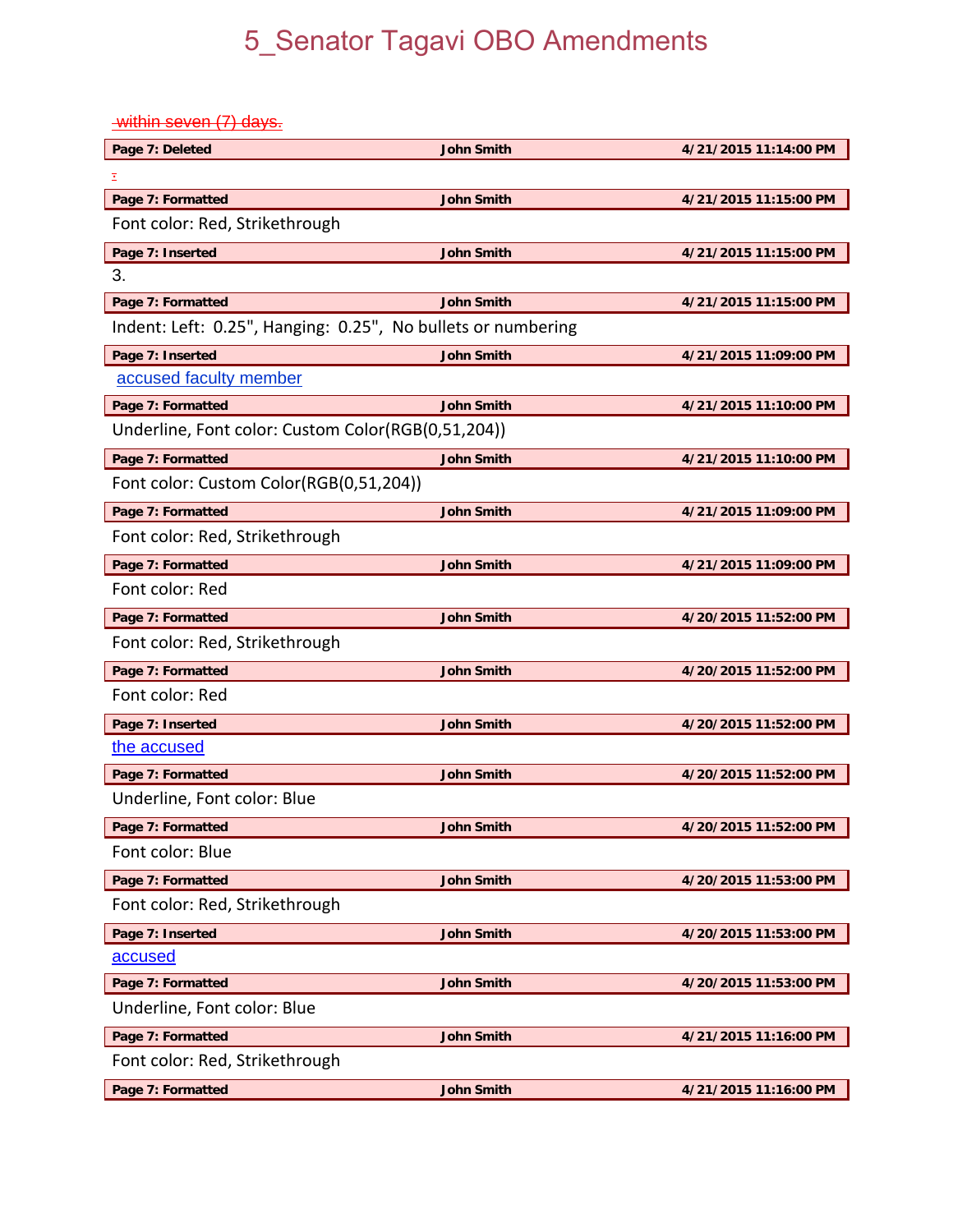# 5_Senator Tagavi OBO Amendments

~~within seven (7) days.~~

| Page 7: Deleted | John Smith | 4/21/2015 11:14:00 PM |
|---|---|---|

~~.~~

| Page 7: Formatted | John Smith | 4/21/2015 11:15:00 PM |
|---|---|---|

Font color: Red, Strikethrough

| Page 7: Inserted | John Smith | 4/21/2015 11:15:00 PM |
|---|---|---|

3.

| Page 7: Formatted | John Smith | 4/21/2015 11:15:00 PM |
|---|---|---|

Indent: Left: 0.25", Hanging: 0.25", No bullets or numbering

| Page 7: Inserted | John Smith | 4/21/2015 11:09:00 PM |
|---|---|---|

accused faculty member

| Page 7: Formatted | John Smith | 4/21/2015 11:10:00 PM |
|---|---|---|

Underline, Font color: Custom Color(RGB(0,51,204))

| Page 7: Formatted | John Smith | 4/21/2015 11:10:00 PM |
|---|---|---|

Font color: Custom Color(RGB(0,51,204))

| Page 7: Formatted | John Smith | 4/21/2015 11:09:00 PM |
|---|---|---|

Font color: Red, Strikethrough

| Page 7: Formatted | John Smith | 4/21/2015 11:09:00 PM |
|---|---|---|

Font color: Red

| Page 7: Formatted | John Smith | 4/20/2015 11:52:00 PM |
|---|---|---|

Font color: Red, Strikethrough

| Page 7: Formatted | John Smith | 4/20/2015 11:52:00 PM |
|---|---|---|

Font color: Red

| Page 7: Inserted | John Smith | 4/20/2015 11:52:00 PM |
|---|---|---|

the accused

| Page 7: Formatted | John Smith | 4/20/2015 11:52:00 PM |
|---|---|---|

Underline, Font color: Blue

| Page 7: Formatted | John Smith | 4/20/2015 11:52:00 PM |
|---|---|---|

Font color: Blue

| Page 7: Formatted | John Smith | 4/20/2015 11:53:00 PM |
|---|---|---|

Font color: Red, Strikethrough

| Page 7: Inserted | John Smith | 4/20/2015 11:53:00 PM |
|---|---|---|

accused

| Page 7: Formatted | John Smith | 4/20/2015 11:53:00 PM |
|---|---|---|

Underline, Font color: Blue

| Page 7: Formatted | John Smith | 4/21/2015 11:16:00 PM |
|---|---|---|

Font color: Red, Strikethrough

| Page 7: Formatted | John Smith | 4/21/2015 11:16:00 PM |
|---|---|---|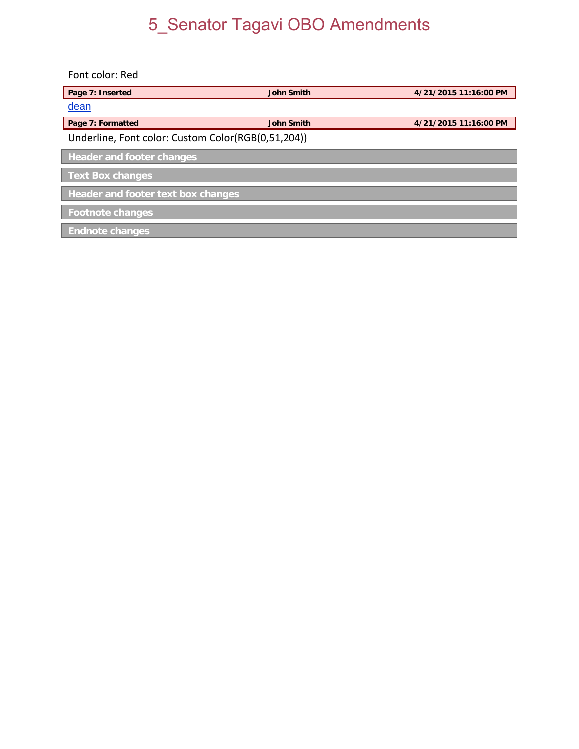# 5_Senator Tagavi OBO Amendments

Font color: Red

| Page 7: Inserted | John Smith | 4/21/2015 11:16:00 PM |
|---|---|---|

dean

| Page 7: Formatted | John Smith | 4/21/2015 11:16:00 PM |
|---|---|---|

Underline, Font color: Custom Color(RGB(0,51,204))

**Header and footer changes**

**Text Box changes**

**Header and footer text box changes**

**Footnote changes**

**Endnote changes**